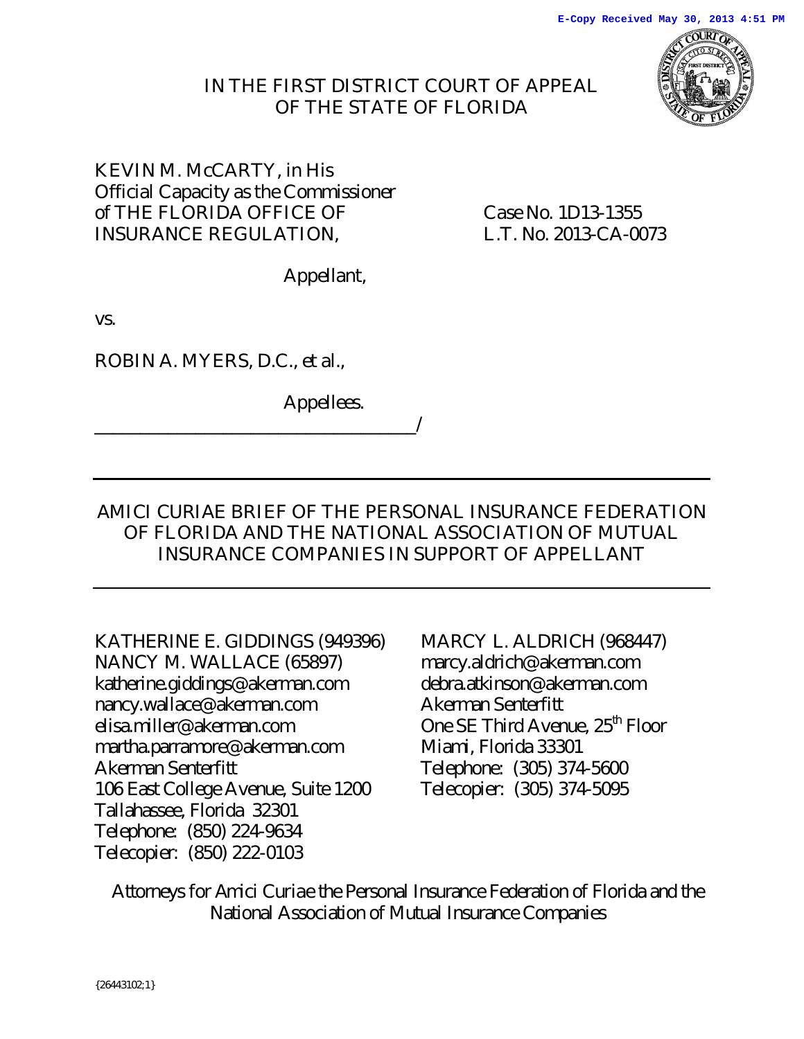E-Copy Received May 30, 2013 4:51 PM

IN THE FIRST DISTRICT COURT OF APPEAL
OF THE STATE OF FLORIDA

KEVIN M. McCARTY, in His Official Capacity as the Commissioner of THE FLORIDA OFFICE OF INSURANCE REGULATION,

Case No. 1D13-1355
L.T. No. 2013-CA-0073

Appellant,

vs.

ROBIN A. MYERS, D.C., et al.,

Appellees.
_____________________________________/

---

AMICI CURIAE BRIEF OF THE PERSONAL INSURANCE FEDERATION OF FLORIDA AND THE NATIONAL ASSOCIATION OF MUTUAL INSURANCE COMPANIES IN SUPPORT OF APPELLANT

---

KATHERINE E. GIDDINGS (949396)
NANCY M. WALLACE (65897)
katherine.giddings@akerman.com
nancy.wallace@akerman.com
elisa.miller@akerman.com
martha.parramore@akerman.com
Akerman Senterfitt
106 East College Avenue, Suite 1200
Tallahassee, Florida 32301
Telephone: (850) 224-9634
Telecopier: (850) 222-0103

MARCY L. ALDRICH (968447)
marcy.aldrich@akerman.com
debra.atkinson@akerman.com
Akerman Senterfitt
One SE Third Avenue, 25th Floor
Miami, Florida 33301
Telephone: (305) 374-5600
Telecopier: (305) 374-5095

Attorneys for Amici Curiae the Personal Insurance Federation of Florida and the National Association of Mutual Insurance Companies

{26443102;1}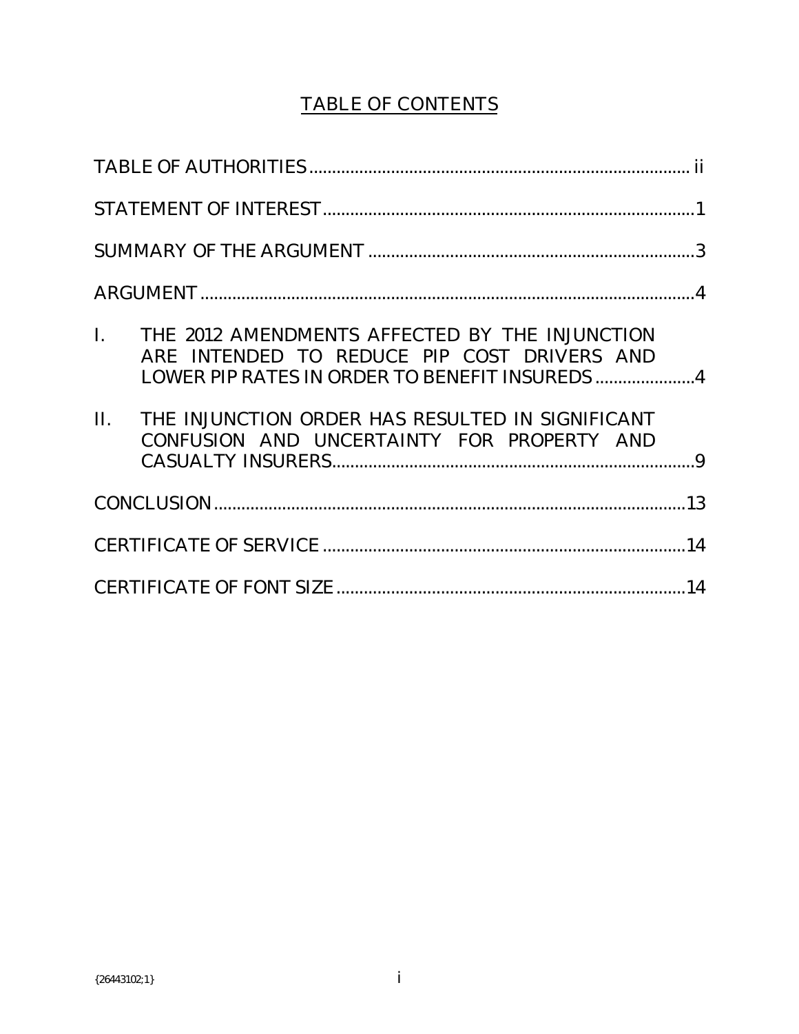# TABLE OF CONTENTS

TABLE OF AUTHORITIES .................................................................................. ii

STATEMENT OF INTEREST .................................................................................1

SUMMARY OF THE ARGUMENT .......................................................................3

ARGUMENT ............................................................................................................4

I. THE 2012 AMENDMENTS AFFECTED BY THE INJUNCTION ARE INTENDED TO REDUCE PIP COST DRIVERS AND LOWER PIP RATES IN ORDER TO BENEFIT INSUREDS ......................4

II. THE INJUNCTION ORDER HAS RESULTED IN SIGNIFICANT CONFUSION AND UNCERTAINTY FOR PROPERTY AND CASUALTY INSURERS..............................................................................9

CONCLUSION ......................................................................................................13

CERTIFICATE OF SERVICE ...............................................................................14

CERTIFICATE OF FONT SIZE ............................................................................14

{26443102;1}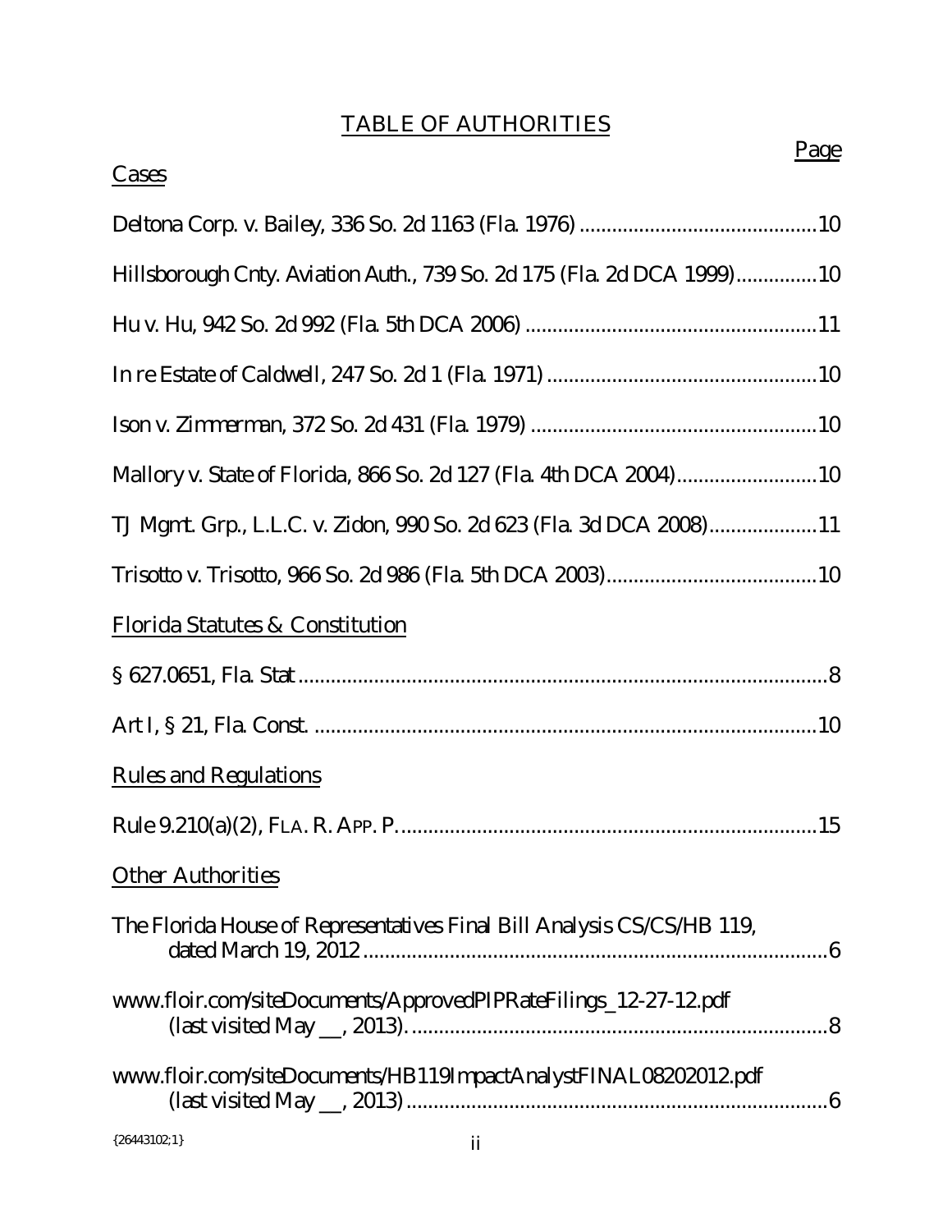# TABLE OF AUTHORITIES

**Cases** | **Page**

Deltona Corp. v. Bailey, 336 So. 2d 1163 (Fla. 1976) ............................................10

Hillsborough Cnty. Aviation Auth., 739 So. 2d 175 (Fla. 2d DCA 1999)..............10

Hu v. Hu, 942 So. 2d 992 (Fla. 5th DCA 2006) ......................................................11

In re Estate of Caldwell, 247 So. 2d 1 (Fla. 1971) ..................................................10

Ison v. Zimmerman, 372 So. 2d 431 (Fla. 1979) .....................................................10

Mallory v. State of Florida, 866 So. 2d 127 (Fla. 4th DCA 2004)..........................10

TJ Mgmt. Grp., L.L.C. v. Zidon, 990 So. 2d 623 (Fla. 3d DCA 2008)....................11

Trisotto v. Trisotto, 966 So. 2d 986 (Fla. 5th DCA 2003).......................................10

**Florida Statutes & Constitution**

§ 627.0651, Fla. Stat ..................................................................................................8

Art I, § 21, Fla. Const. .............................................................................................10

**Rules and Regulations**

Rule 9.210(a)(2), FLA. R. APP. P..............................................................................15

**Other Authorities**

The Florida House of Representatives Final Bill Analysis CS/CS/HB 119, dated March 19, 2012 .....................................................................................6

www.floir.com/siteDocuments/ApprovedPIPRateFilings_12-27-12.pdf (last visited May __, 2013). ............................................................................8

www.floir.com/siteDocuments/HB119ImpactAnalystFINAL08202012.pdf (last visited May __, 2013) ..............................................................................6

{26443102;1}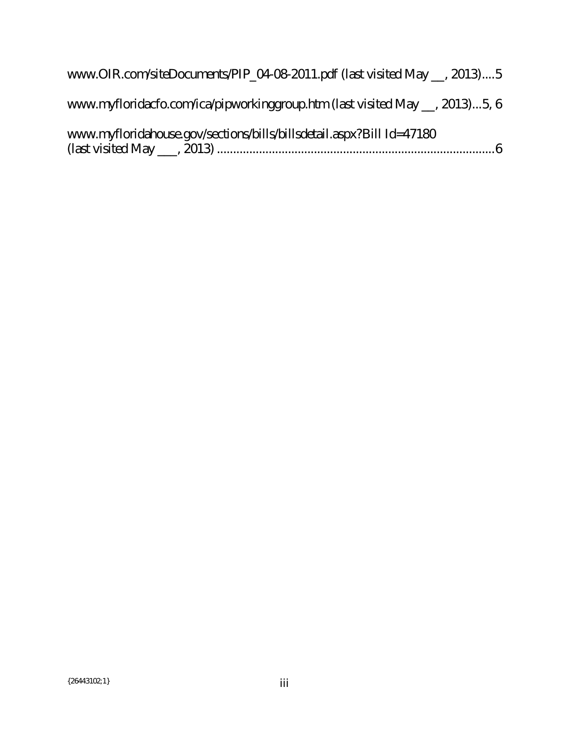www.OIR.com/siteDocuments/PIP_04-08-2011.pdf (last visited May __, 2013)....5

www.myfloridacfo.com/ica/pipworkinggroup.htm (last visited May __, 2013)...5, 6

www.myfloridahouse.gov/sections/bills/billsdetail.aspx?Bill Id=47180 (last visited May ___, 2013) ......................................................................................6

{26443102;1}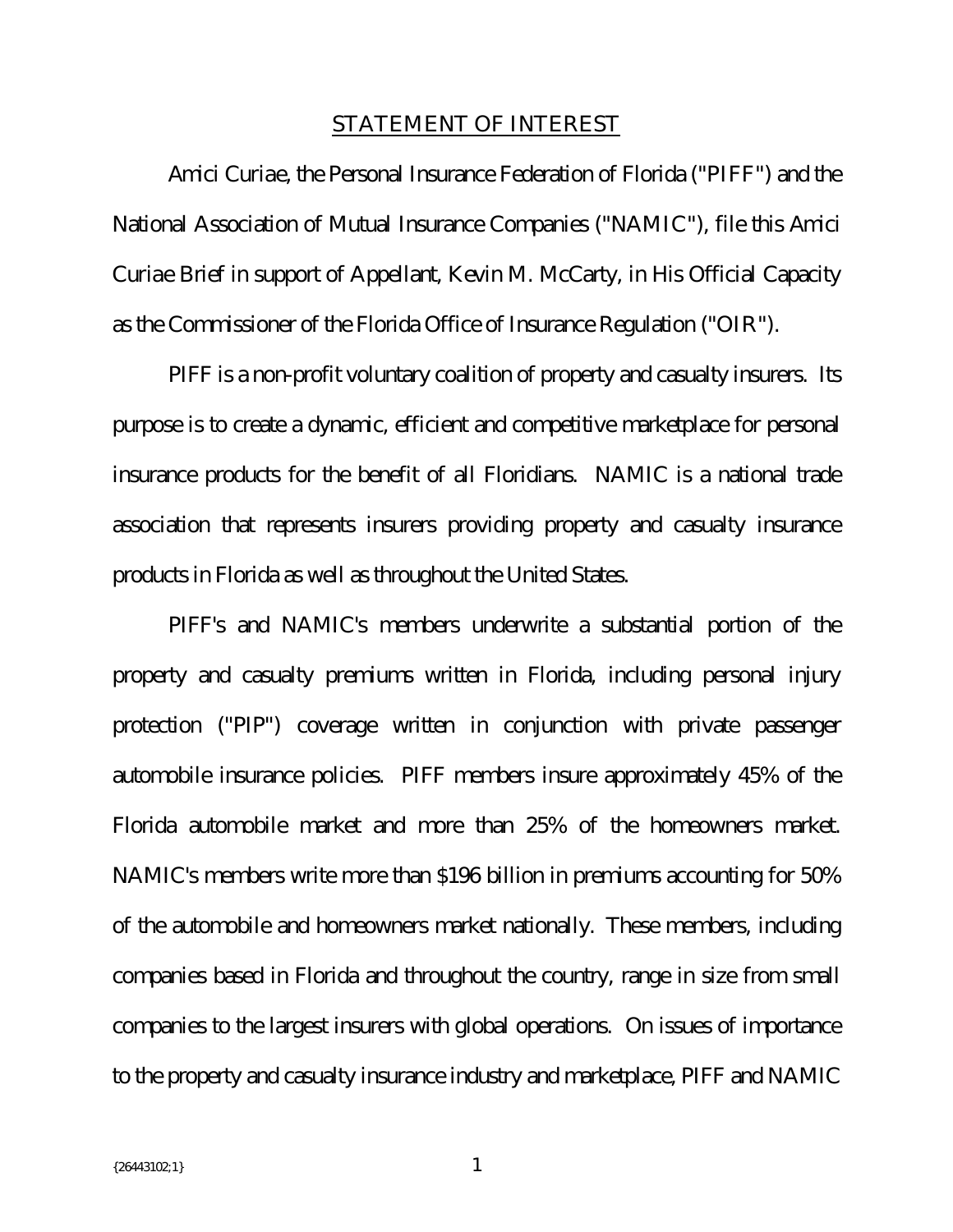## STATEMENT OF INTEREST

Amici Curiae, the Personal Insurance Federation of Florida ("PIFF") and the National Association of Mutual Insurance Companies ("NAMIC"), file this Amici Curiae Brief in support of Appellant, Kevin M. McCarty, in His Official Capacity as the Commissioner of the Florida Office of Insurance Regulation ("OIR").

PIFF is a non-profit voluntary coalition of property and casualty insurers. Its purpose is to create a dynamic, efficient and competitive marketplace for personal insurance products for the benefit of all Floridians. NAMIC is a national trade association that represents insurers providing property and casualty insurance products in Florida as well as throughout the United States.

PIFF's and NAMIC's members underwrite a substantial portion of the property and casualty premiums written in Florida, including personal injury protection ("PIP") coverage written in conjunction with private passenger automobile insurance policies. PIFF members insure approximately 45% of the Florida automobile market and more than 25% of the homeowners market. NAMIC's members write more than $196 billion in premiums accounting for 50% of the automobile and homeowners market nationally. These members, including companies based in Florida and throughout the country, range in size from small companies to the largest insurers with global operations. On issues of importance to the property and casualty insurance industry and marketplace, PIFF and NAMIC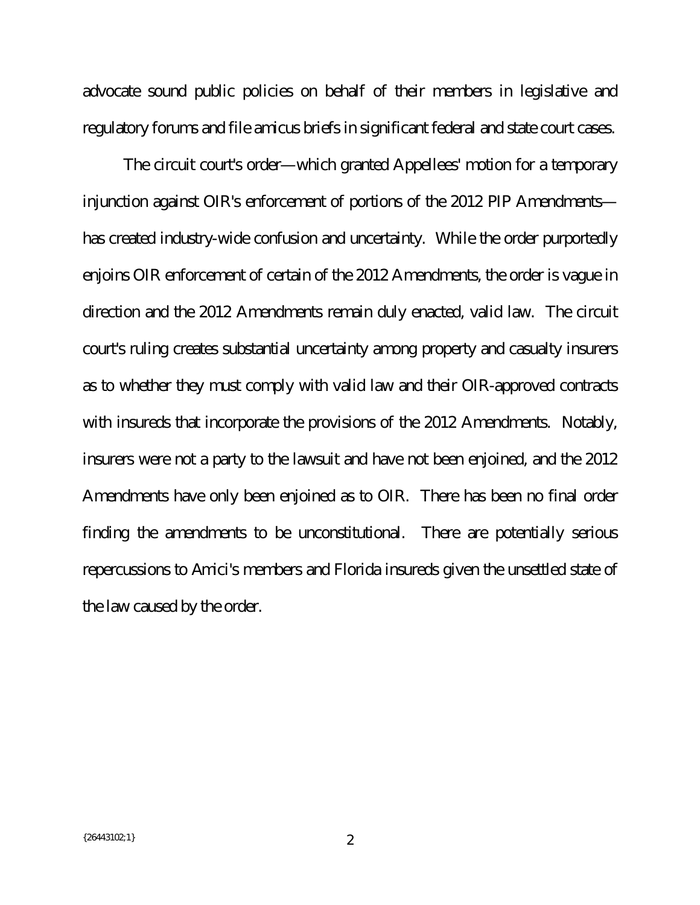advocate sound public policies on behalf of their members in legislative and regulatory forums and file amicus briefs in significant federal and state court cases.

The circuit court's order—which granted Appellees' motion for a temporary injunction against OIR's enforcement of portions of the 2012 PIP Amendments—has created industry-wide confusion and uncertainty. While the order purportedly enjoins OIR enforcement of certain of the 2012 Amendments, the order is vague in direction and the 2012 Amendments remain duly enacted, valid law. The circuit court's ruling creates substantial uncertainty among property and casualty insurers as to whether they must comply with valid law and their OIR-approved contracts with insureds that incorporate the provisions of the 2012 Amendments. Notably, insurers were not a party to the lawsuit and have not been enjoined, and the 2012 Amendments have only been enjoined as to OIR. There has been no final order finding the amendments to be unconstitutional. There are potentially serious repercussions to Amici's members and Florida insureds given the unsettled state of the law caused by the order.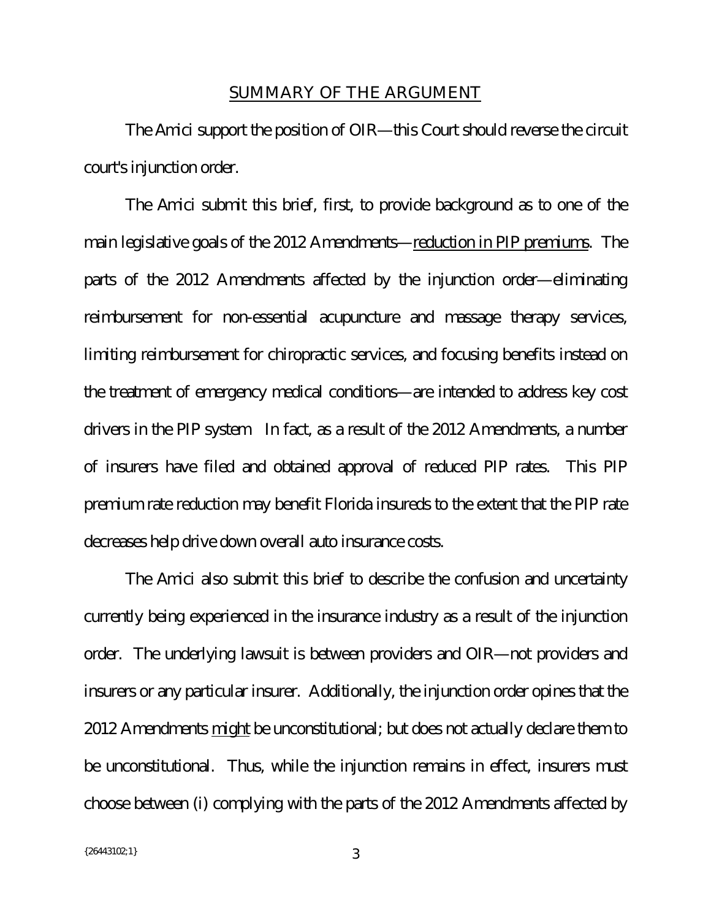## SUMMARY OF THE ARGUMENT

The *Amici* support the position of OIR—this Court should reverse the circuit court's injunction order.

The *Amici* submit this brief, first, to provide background as to one of the main legislative goals of the 2012 Amendments—reduction in PIP premiums. The parts of the 2012 Amendments affected by the injunction order—eliminating reimbursement for non-essential acupuncture and massage therapy services, limiting reimbursement for chiropractic services, and focusing benefits instead on the treatment of emergency medical conditions—are intended to address key cost drivers in the PIP system. In fact, as a result of the 2012 Amendments, a number of insurers have filed and obtained approval of reduced PIP rates. This PIP premium rate reduction may benefit Florida insureds to the extent that the PIP rate decreases help drive down overall auto insurance costs.

The *Amici* also submit this brief to describe the confusion and uncertainty currently being experienced in the insurance industry as a result of the injunction order. The underlying lawsuit is between providers and OIR—not providers and insurers or any particular insurer. Additionally, the injunction order opines that the 2012 Amendments might be unconstitutional; but does not actually declare them to be unconstitutional. Thus, while the injunction remains in effect, insurers must choose between (i) complying with the parts of the 2012 Amendments affected by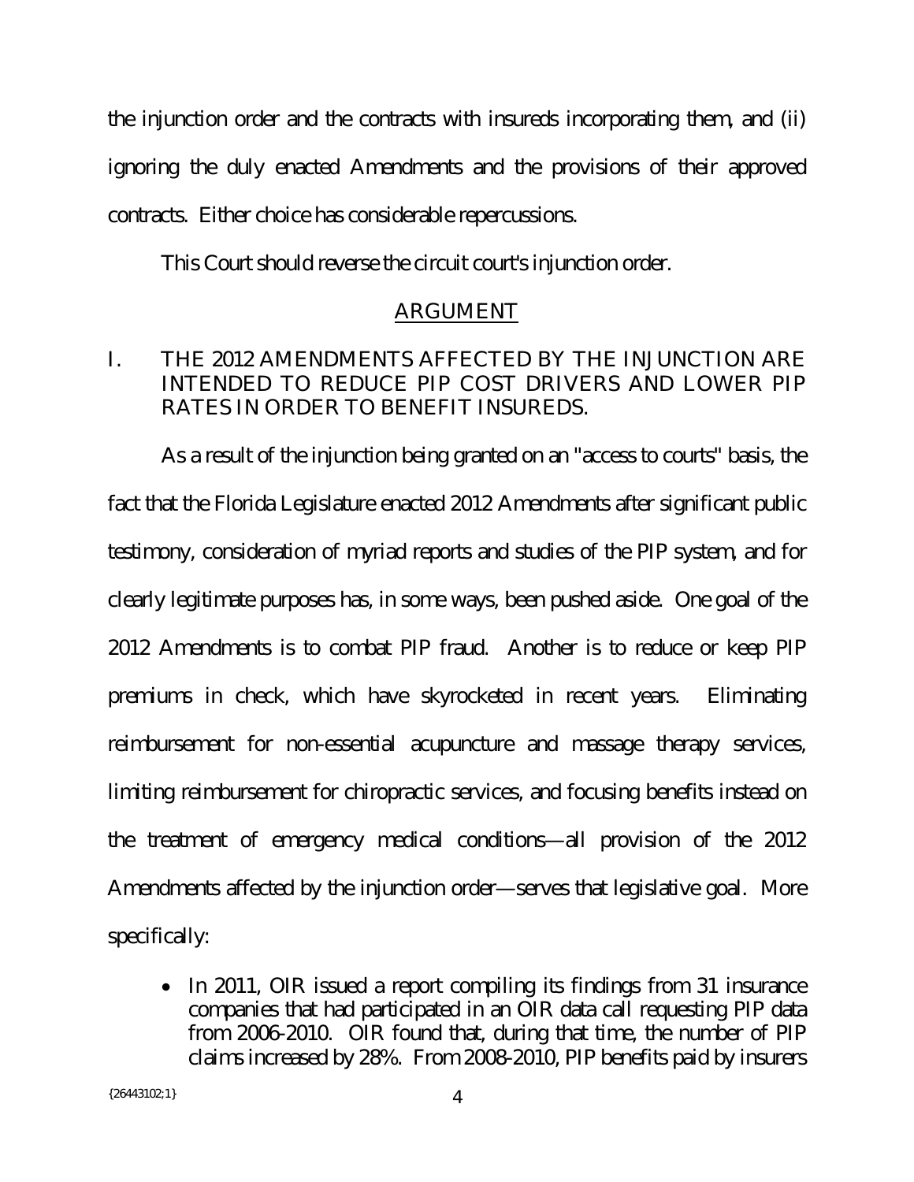the injunction order and the contracts with insureds incorporating them, and (ii) ignoring the duly enacted Amendments and the provisions of their approved contracts. Either choice has considerable repercussions.

This Court should reverse the circuit court's injunction order.

## ARGUMENT

### I. THE 2012 AMENDMENTS AFFECTED BY THE INJUNCTION ARE INTENDED TO REDUCE PIP COST DRIVERS AND LOWER PIP RATES IN ORDER TO BENEFIT INSUREDS.

As a result of the injunction being granted on an "access to courts" basis, the fact that the Florida Legislature enacted 2012 Amendments after significant public testimony, consideration of myriad reports and studies of the PIP system, and for clearly legitimate purposes has, in some ways, been pushed aside. One goal of the 2012 Amendments is to combat PIP fraud. Another is to reduce or keep PIP premiums in check, which have skyrocketed in recent years. Eliminating reimbursement for non-essential acupuncture and massage therapy services, limiting reimbursement for chiropractic services, and focusing benefits instead on the treatment of emergency medical conditions—all provision of the 2012 Amendments affected by the injunction order—serves that legislative goal. More specifically:

- In 2011, OIR issued a report compiling its findings from 31 insurance companies that had participated in an OIR data call requesting PIP data from 2006-2010. OIR found that, during that time, the number of PIP claims increased by 28%. From 2008-2010, PIP benefits paid by insurers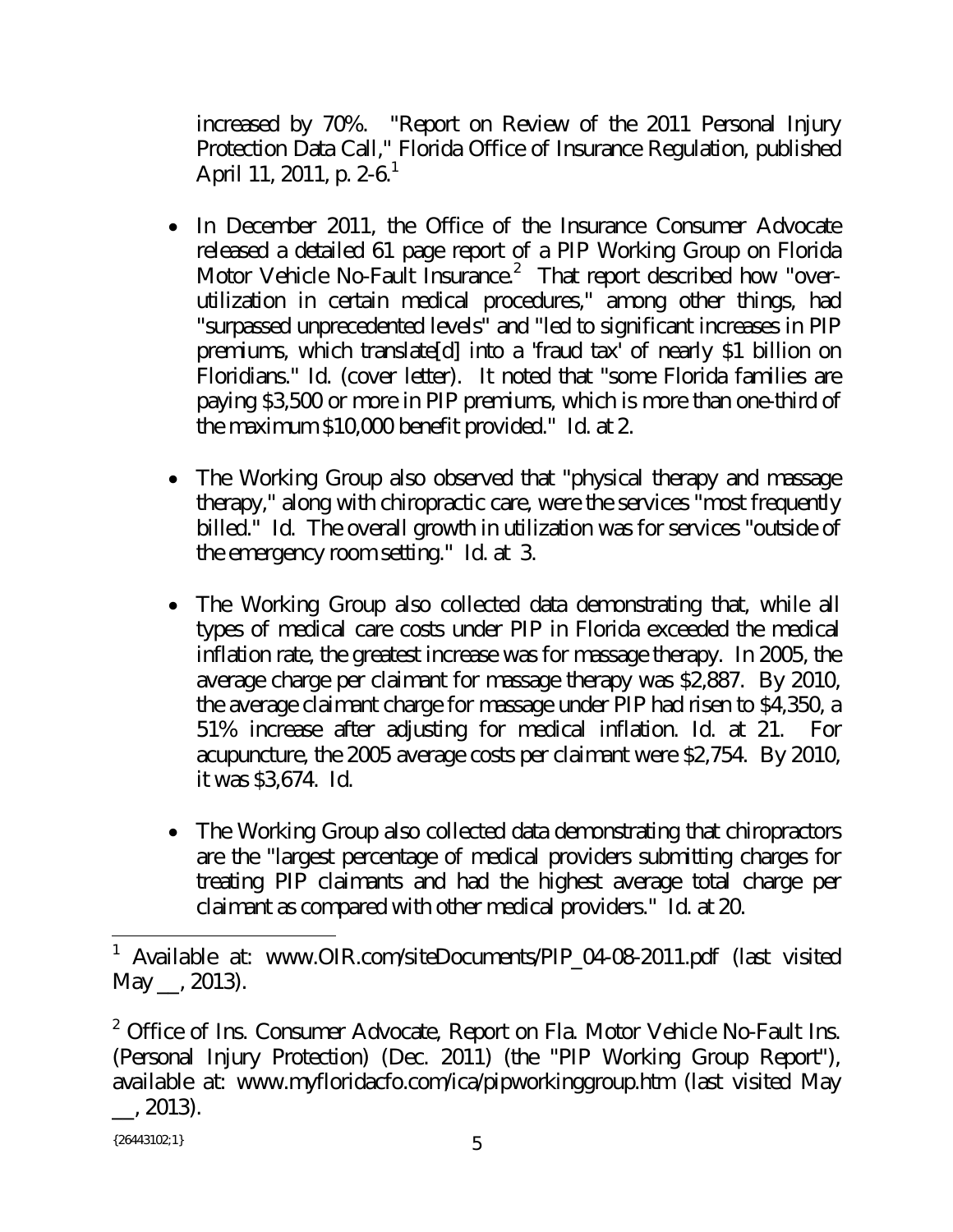increased by 70%. "Report on Review of the 2011 Personal Injury Protection Data Call," Florida Office of Insurance Regulation, published April 11, 2011, p. 2-6.[1]

- In December 2011, the Office of the Insurance Consumer Advocate released a detailed 61 page report of a PIP Working Group on Florida Motor Vehicle No-Fault Insurance.[2] That report described how "over-utilization in certain medical procedures," among other things, had "surpassed unprecedented levels" and "led to significant increases in PIP premiums, which translate[d] into a 'fraud tax' of nearly $1 billion on Floridians." Id. (cover letter). It noted that "some Florida families are paying $3,500 or more in PIP premiums, which is more than one-third of the maximum $10,000 benefit provided." Id. at 2.

- The Working Group also observed that "physical therapy and massage therapy," along with chiropractic care, were the services "most frequently billed." Id. The overall growth in utilization was for services "outside of the emergency room setting." Id. at 3.

- The Working Group also collected data demonstrating that, while all types of medical care costs under PIP in Florida exceeded the medical inflation rate, the greatest increase was for massage therapy. In 2005, the average charge per claimant for massage therapy was $2,887. By 2010, the average claimant charge for massage under PIP had risen to $4,350, a 51% increase after adjusting for medical inflation. Id. at 21. For acupuncture, the 2005 average costs per claimant were $2,754. By 2010, it was $3,674. Id.

- The Working Group also collected data demonstrating that chiropractors are the "largest percentage of medical providers submitting charges for treating PIP claimants and had the highest average total charge per claimant as compared with other medical providers." Id. at 20.

---

[1] Available at: www.OIR.com/siteDocuments/PIP_04-08-2011.pdf (last visited May __, 2013).

[2] Office of Ins. Consumer Advocate, Report on Fla. Motor Vehicle No-Fault Ins. (Personal Injury Protection) (Dec. 2011) (the "PIP Working Group Report"), available at: www.myfloridacfo.com/ica/pipworkinggroup.htm (last visited May __, 2013).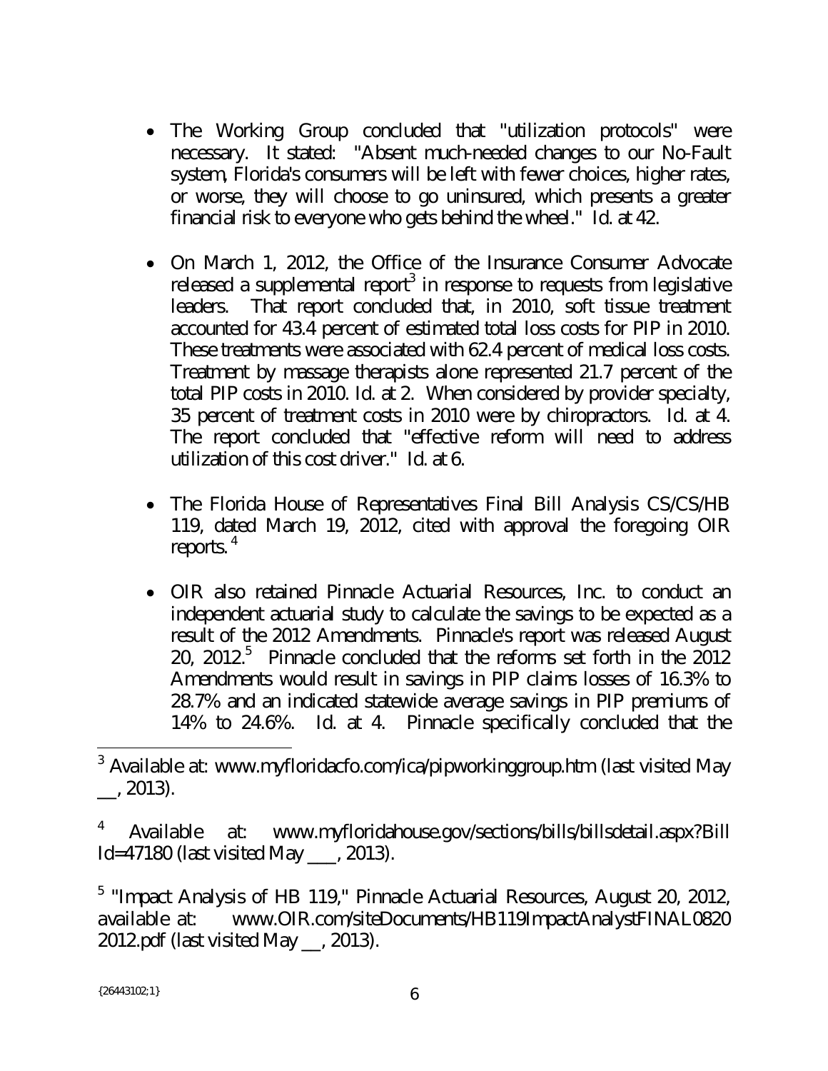- The Working Group concluded that "utilization protocols" were necessary. It stated: "Absent much-needed changes to our No-Fault system, Florida's consumers will be left with fewer choices, higher rates, or worse, they will choose to go uninsured, which presents a greater financial risk to everyone who gets behind the wheel." Id. at 42.

- On March 1, 2012, the Office of the Insurance Consumer Advocate released a supplemental report[3] in response to requests from legislative leaders. That report concluded that, in 2010, soft tissue treatment accounted for 43.4 percent of estimated total loss costs for PIP in 2010. These treatments were associated with 62.4 percent of medical loss costs. Treatment by massage therapists alone represented 21.7 percent of the total PIP costs in 2010. Id. at 2. When considered by provider specialty, 35 percent of treatment costs in 2010 were by chiropractors. Id. at 4. The report concluded that "effective reform will need to address utilization of this cost driver." Id. at 6.

- The Florida House of Representatives Final Bill Analysis CS/CS/HB 119, dated March 19, 2012, cited with approval the foregoing OIR reports.[4]

- OIR also retained Pinnacle Actuarial Resources, Inc. to conduct an independent actuarial study to calculate the savings to be expected as a result of the 2012 Amendments. Pinnacle's report was released August 20, 2012.[5] Pinnacle concluded that the reforms set forth in the 2012 Amendments would result in savings in PIP claims losses of 16.3% to 28.7% and an indicated statewide average savings in PIP premiums of 14% to 24.6%. Id. at 4. Pinnacle specifically concluded that the

---

[3] Available at: www.myfloridacfo.com/ica/pipworkinggroup.htm (last visited May __, 2013).

[4] Available at: www.myfloridahouse.gov/sections/bills/billsdetail.aspx?BillId=47180 (last visited May ___, 2013).

[5] "Impact Analysis of HB 119," Pinnacle Actuarial Resources, August 20, 2012, available at: www.OIR.com/siteDocuments/HB119ImpactAnalystFINAL08202012.pdf (last visited May __, 2013).

{26443102;1}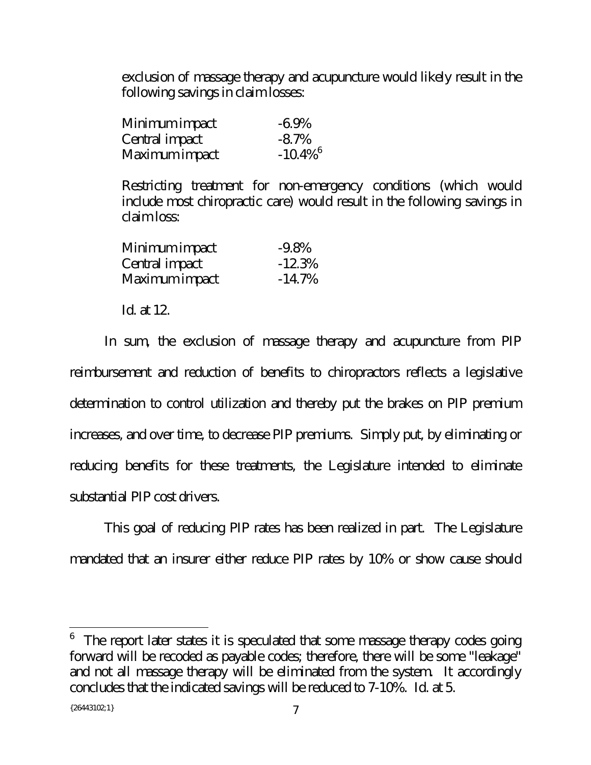exclusion of massage therapy and acupuncture would likely result in the following savings in claim losses:

| | |
|---|---|
| Minimum impact | -6.9% |
| Central impact | -8.7% |
| Maximum impact | -10.4%[6] |

Restricting treatment for non-emergency conditions (which would include most chiropractic care) would result in the following savings in claim loss:

| | |
|---|---|
| Minimum impact | -9.8% |
| Central impact | -12.3% |
| Maximum impact | -14.7% |

Id. at 12.

In sum, the exclusion of massage therapy and acupuncture from PIP reimbursement and reduction of benefits to chiropractors reflects a legislative determination to control utilization and thereby put the brakes on PIP premium increases, and over time, to decrease PIP premiums. Simply put, by eliminating or reducing benefits for these treatments, the Legislature intended to eliminate substantial PIP cost drivers.

This goal of reducing PIP rates has been realized in part. The Legislature mandated that an insurer either reduce PIP rates by 10% or show cause should

---

[6] The report later states it is speculated that some massage therapy codes going forward will be recoded as payable codes; therefore, there will be some "leakage" and not all massage therapy will be eliminated from the system. It accordingly concludes that the indicated savings will be reduced to 7-10%. Id. at 5.

{26443102;1}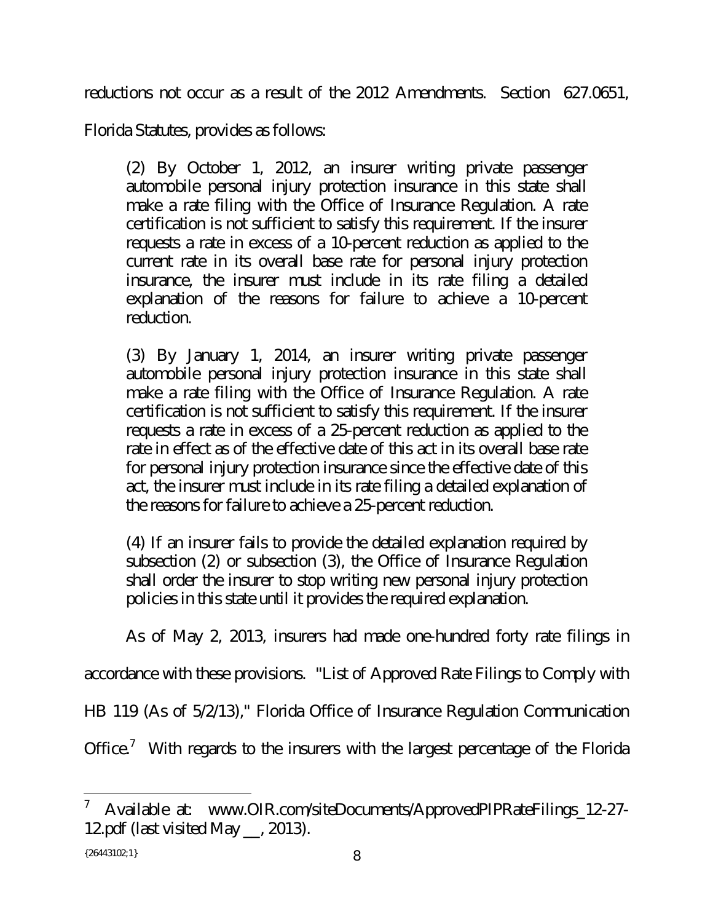reductions not occur as a result of the 2012 Amendments. Section 627.0651, Florida Statutes, provides as follows:

> (2) By October 1, 2012, an insurer writing private passenger automobile personal injury protection insurance in this state shall make a rate filing with the Office of Insurance Regulation. A rate certification is not sufficient to satisfy this requirement. If the insurer requests a rate in excess of a 10-percent reduction as applied to the current rate in its overall base rate for personal injury protection insurance, the insurer must include in its rate filing a detailed explanation of the reasons for failure to achieve a 10-percent reduction.
>
> (3) By January 1, 2014, an insurer writing private passenger automobile personal injury protection insurance in this state shall make a rate filing with the Office of Insurance Regulation. A rate certification is not sufficient to satisfy this requirement. If the insurer requests a rate in excess of a 25-percent reduction as applied to the rate in effect as of the effective date of this act in its overall base rate for personal injury protection insurance since the effective date of this act, the insurer must include in its rate filing a detailed explanation of the reasons for failure to achieve a 25-percent reduction.
>
> (4) If an insurer fails to provide the detailed explanation required by subsection (2) or subsection (3), the Office of Insurance Regulation shall order the insurer to stop writing new personal injury protection policies in this state until it provides the required explanation.

As of May 2, 2013, insurers had made one-hundred forty rate filings in accordance with these provisions. "List of Approved Rate Filings to Comply with HB 119 (As of 5/2/13)," Florida Office of Insurance Regulation Communication Office.[7] With regards to the insurers with the largest percentage of the Florida

---

[7] Available at: www.OIR.com/siteDocuments/ApprovedPIPRateFilings_12-27-12.pdf (last visited May __, 2013).

{26443102;1}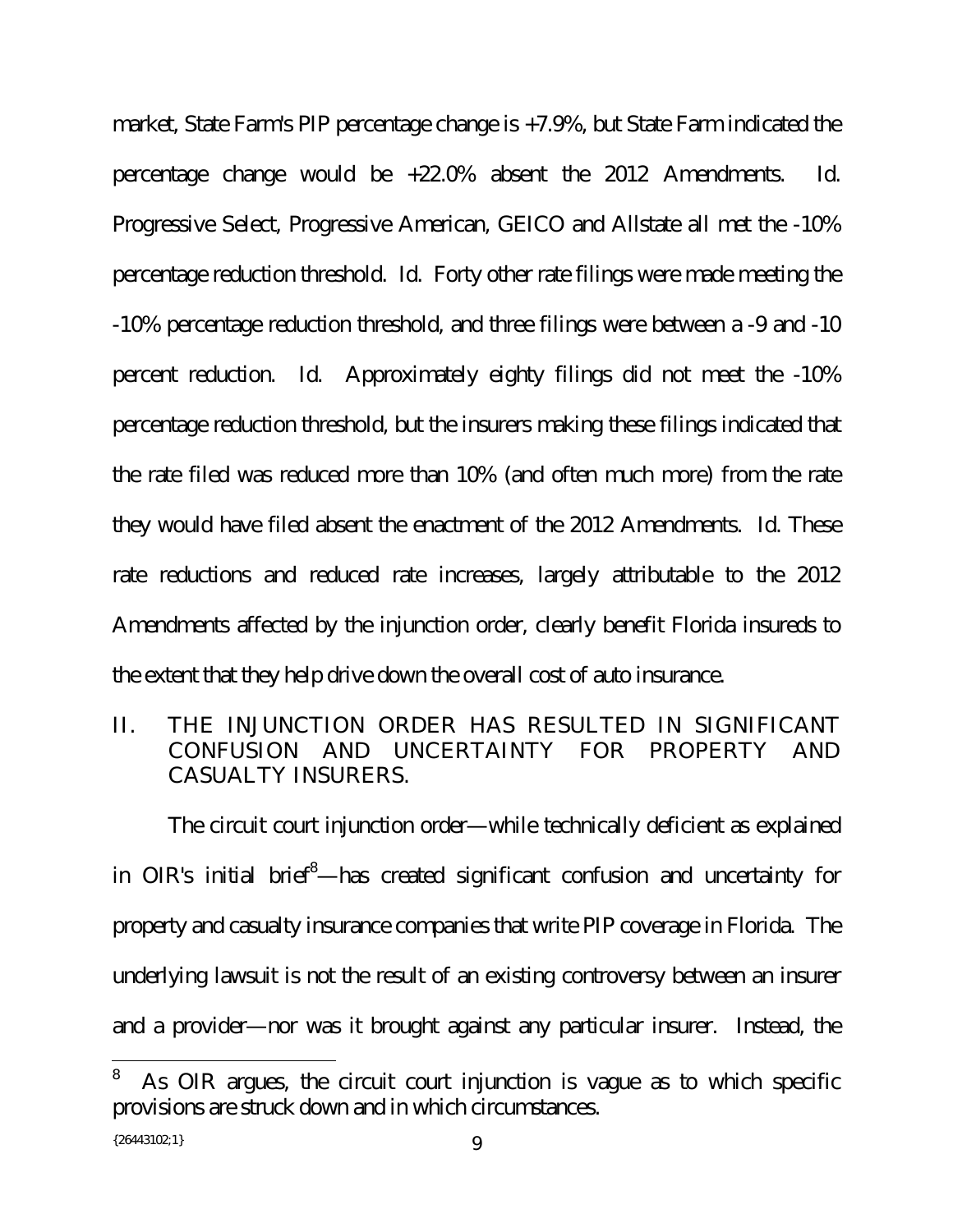market, State Farm's PIP percentage change is +7.9%, but State Farm indicated the percentage change would be +22.0% absent the 2012 Amendments. Id. Progressive Select, Progressive American, GEICO and Allstate all met the -10% percentage reduction threshold. Id. Forty other rate filings were made meeting the -10% percentage reduction threshold, and three filings were between a -9 and -10 percent reduction. Id. Approximately eighty filings did not meet the -10% percentage reduction threshold, but the insurers making these filings indicated that the rate filed was reduced more than 10% (and often much more) from the rate they would have filed absent the enactment of the 2012 Amendments. Id. These rate reductions and reduced rate increases, largely attributable to the 2012 Amendments affected by the injunction order, clearly benefit Florida insureds to the extent that they help drive down the overall cost of auto insurance.

## II. THE INJUNCTION ORDER HAS RESULTED IN SIGNIFICANT CONFUSION AND UNCERTAINTY FOR PROPERTY AND CASUALTY INSURERS.

The circuit court injunction order—while technically deficient as explained in OIR's initial brief[8]—has created significant confusion and uncertainty for property and casualty insurance companies that write PIP coverage in Florida. The underlying lawsuit is not the result of an existing controversy between an insurer and a provider—nor was it brought against any particular insurer. Instead, the

[8] As OIR argues, the circuit court injunction is vague as to which specific provisions are struck down and in which circumstances.

{26443102;1}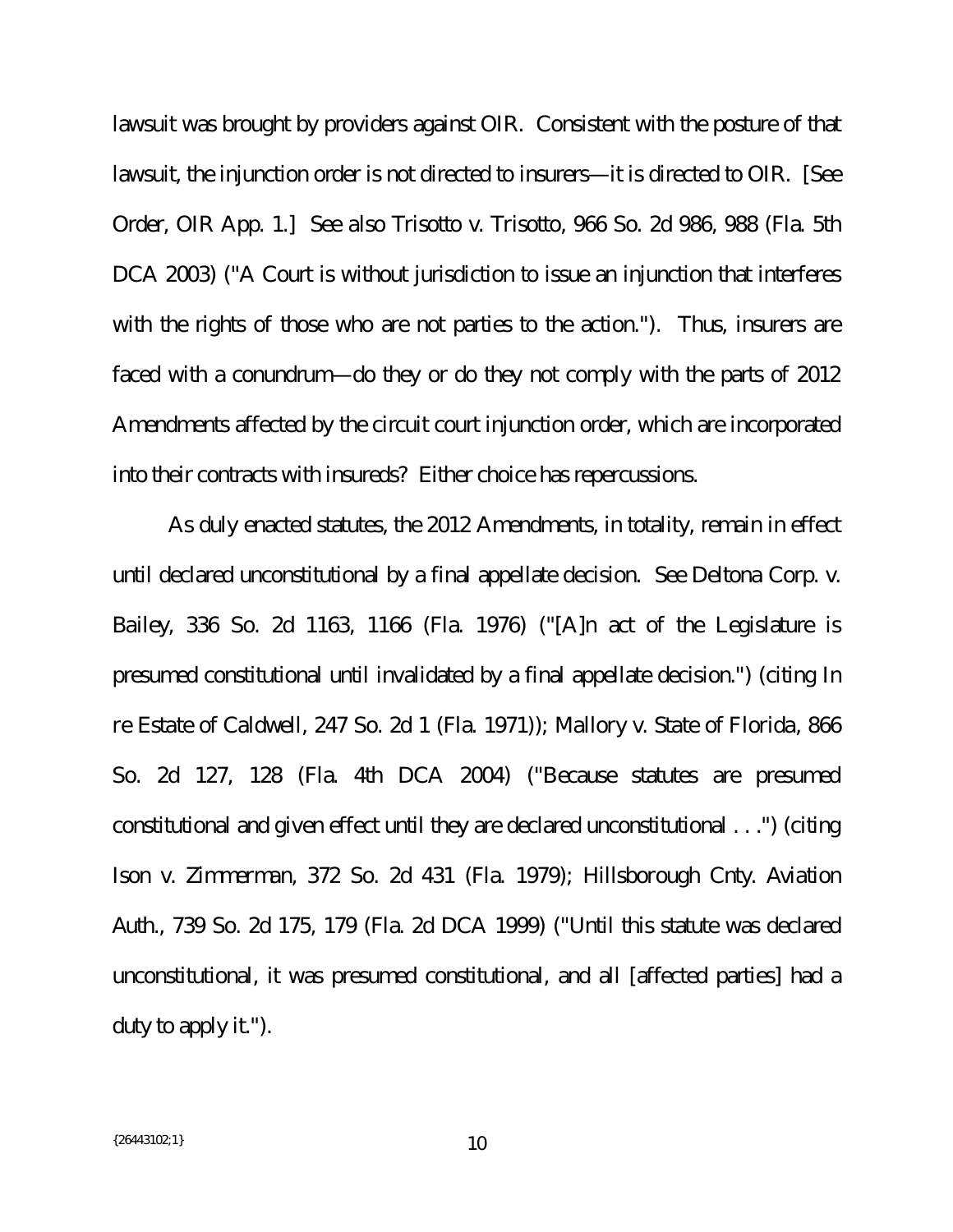lawsuit was brought by providers against OIR. Consistent with the posture of that lawsuit, the injunction order is not directed to insurers—it is directed to OIR. [See Order, OIR App. 1.] See also Trisotto v. Trisotto, 966 So. 2d 986, 988 (Fla. 5th DCA 2003) ("A Court is without jurisdiction to issue an injunction that interferes with the rights of those who are not parties to the action."). Thus, insurers are faced with a conundrum—do they or do they not comply with the parts of 2012 Amendments affected by the circuit court injunction order, which are incorporated into their contracts with insureds? Either choice has repercussions.

As duly enacted statutes, the 2012 Amendments, in totality, remain in effect until declared unconstitutional by a final appellate decision. See Deltona Corp. v. Bailey, 336 So. 2d 1163, 1166 (Fla. 1976) ("[A]n act of the Legislature is presumed constitutional until invalidated by a final appellate decision.") (citing In re Estate of Caldwell, 247 So. 2d 1 (Fla. 1971)); Mallory v. State of Florida, 866 So. 2d 127, 128 (Fla. 4th DCA 2004) ("Because statutes are presumed constitutional and given effect until they are declared unconstitutional . . .") (citing Ison v. Zimmerman, 372 So. 2d 431 (Fla. 1979); Hillsborough Cnty. Aviation Auth., 739 So. 2d 175, 179 (Fla. 2d DCA 1999) ("Until this statute was declared unconstitutional, it was presumed constitutional, and all [affected parties] had a duty to apply it.").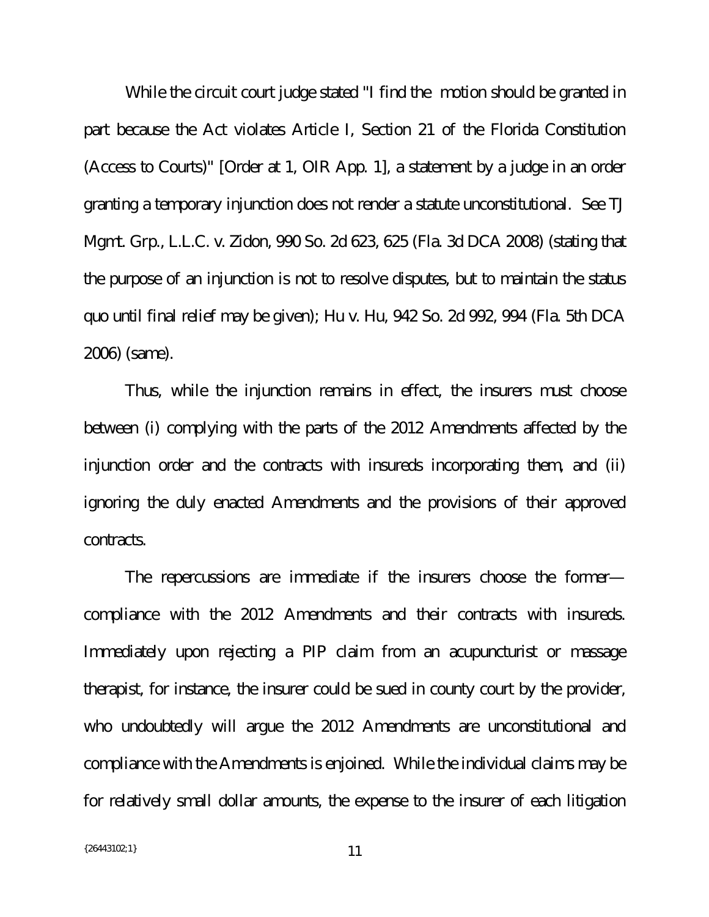While the circuit court judge stated "I find the motion should be granted in part because the Act violates Article I, Section 21 of the Florida Constitution (Access to Courts)" [Order at 1, OIR App. 1], a statement by a judge in an order granting a temporary injunction does not render a statute unconstitutional. See TJ Mgmt. Grp., L.L.C. v. Zidon, 990 So. 2d 623, 625 (Fla. 3d DCA 2008) (stating that the purpose of an injunction is not to resolve disputes, but to maintain the status quo until final relief may be given); Hu v. Hu, 942 So. 2d 992, 994 (Fla. 5th DCA 2006) (same).

Thus, while the injunction remains in effect, the insurers must choose between (i) complying with the parts of the 2012 Amendments affected by the injunction order and the contracts with insureds incorporating them, and (ii) ignoring the duly enacted Amendments and the provisions of their approved contracts.

The repercussions are immediate if the insurers choose the former—compliance with the 2012 Amendments and their contracts with insureds. Immediately upon rejecting a PIP claim from an acupuncturist or massage therapist, for instance, the insurer could be sued in county court by the provider, who undoubtedly will argue the 2012 Amendments are unconstitutional and compliance with the Amendments is enjoined. While the individual claims may be for relatively small dollar amounts, the expense to the insurer of each litigation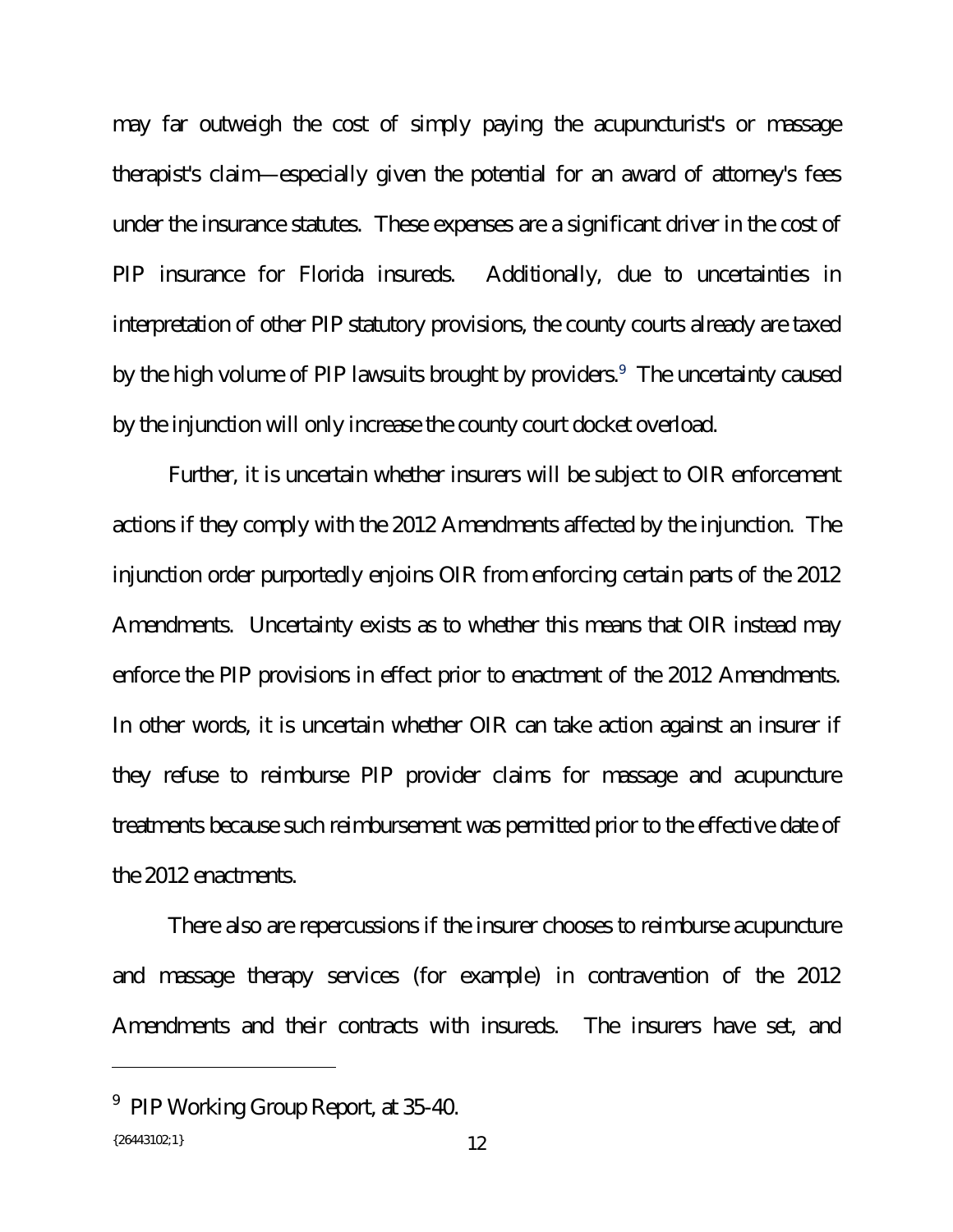may far outweigh the cost of simply paying the acupuncturist's or massage therapist's claim—especially given the potential for an award of attorney's fees under the insurance statutes. These expenses are a significant driver in the cost of PIP insurance for Florida insureds. Additionally, due to uncertainties in interpretation of other PIP statutory provisions, the county courts already are taxed by the high volume of PIP lawsuits brought by providers.[9] The uncertainty caused by the injunction will only increase the county court docket overload.

Further, it is uncertain whether insurers will be subject to OIR enforcement actions if they comply with the 2012 Amendments affected by the injunction. The injunction order purportedly enjoins OIR from enforcing certain parts of the 2012 Amendments. Uncertainty exists as to whether this means that OIR instead may enforce the PIP provisions in effect prior to enactment of the 2012 Amendments. In other words, it is uncertain whether OIR can take action against an insurer if they refuse to reimburse PIP provider claims for massage and acupuncture treatments because such reimbursement was permitted prior to the effective date of the 2012 enactments.

There also are repercussions if the insurer chooses to reimburse acupuncture and massage therapy services (for example) in contravention of the 2012 Amendments and their contracts with insureds. The insurers have set, and

---

[9] PIP Working Group Report, at 35-40.

{26443102;1}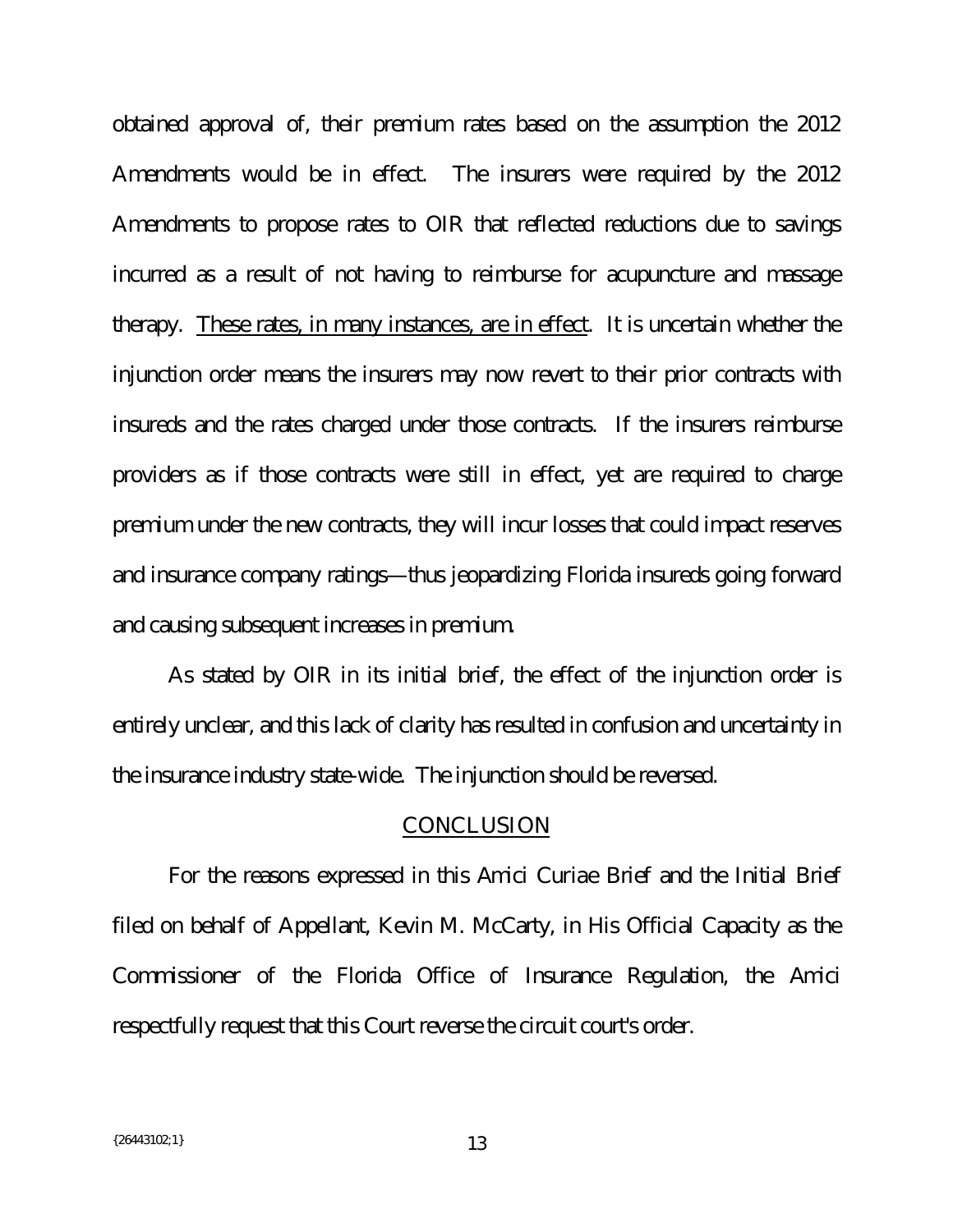obtained approval of, their premium rates based on the assumption the 2012 Amendments would be in effect. The insurers were required by the 2012 Amendments to propose rates to OIR that reflected reductions due to savings incurred as a result of not having to reimburse for acupuncture and massage therapy. <u>These rates, in many instances, are in effect</u>. It is uncertain whether the injunction order means the insurers may now revert to their prior contracts with insureds and the rates charged under those contracts. If the insurers reimburse providers as if those contracts were still in effect, yet are required to charge premium under the new contracts, they will incur losses that could impact reserves and insurance company ratings—thus jeopardizing Florida insureds going forward and causing subsequent increases in premium.

As stated by OIR in its initial brief, the effect of the injunction order is entirely unclear, and this lack of clarity has resulted in confusion and uncertainty in the insurance industry state-wide. The injunction should be reversed.

## CONCLUSION

For the reasons expressed in this Amici Curiae Brief and the Initial Brief filed on behalf of Appellant, Kevin M. McCarty, in His Official Capacity as the Commissioner of the Florida Office of Insurance Regulation, the Amici respectfully request that this Court reverse the circuit court's order.

{26443102;1}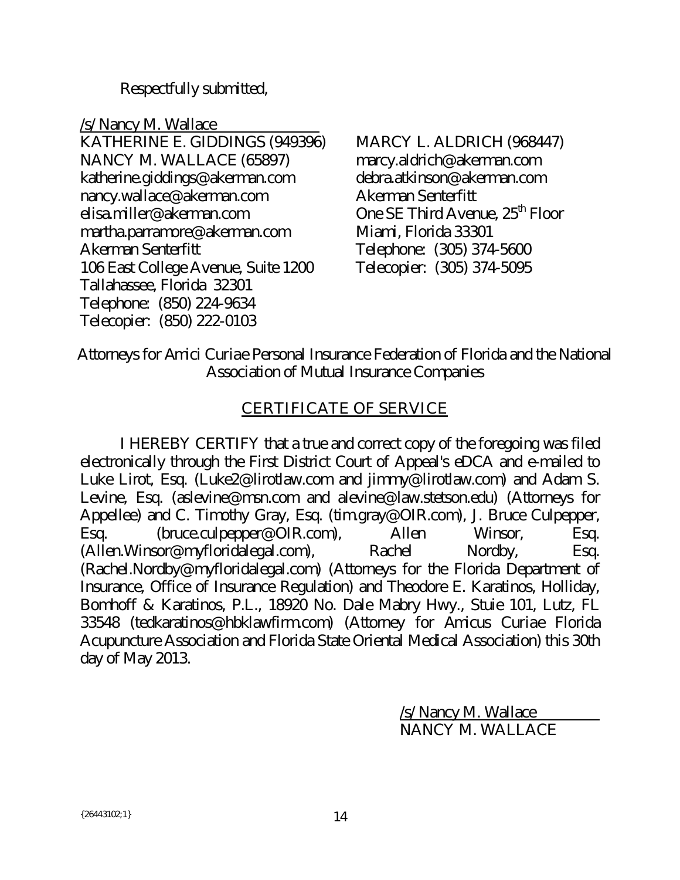Respectfully submitted,

/s/ Nancy M. Wallace
KATHERINE E. GIDDINGS (949396)
NANCY M. WALLACE (65897)
katherine.giddings@akerman.com
nancy.wallace@akerman.com
elisa.miller@akerman.com
martha.parramore@akerman.com
Akerman Senterfitt
106 East College Avenue, Suite 1200
Tallahassee, Florida 32301
Telephone: (850) 224-9634
Telecopier: (850) 222-0103

MARCY L. ALDRICH (968447)
marcy.aldrich@akerman.com
debra.atkinson@akerman.com
Akerman Senterfitt
One SE Third Avenue, 25th Floor
Miami, Florida 33301
Telephone: (305) 374-5600
Telecopier: (305) 374-5095

Attorneys for Amici Curiae Personal Insurance Federation of Florida and the National Association of Mutual Insurance Companies

## CERTIFICATE OF SERVICE

I HEREBY CERTIFY that a true and correct copy of the foregoing was filed electronically through the First District Court of Appeal's eDCA and e-mailed to Luke Lirot, Esq. (Luke2@lirotlaw.com and jimmy@lirotlaw.com) and Adam S. Levine, Esq. (aslevine@msn.com and alevine@law.stetson.edu) (Attorneys for Appellee) and C. Timothy Gray, Esq. (tim.gray@OIR.com), J. Bruce Culpepper, Esq. (bruce.culpepper@OIR.com), Allen Winsor, Esq. (Allen.Winsor@myfloridalegal.com), Rachel Nordby, Esq. (Rachel.Nordby@myfloridalegal.com) (Attorneys for the Florida Department of Insurance, Office of Insurance Regulation) and Theodore E. Karatinos, Holliday, Bomhoff & Karatinos, P.L., 18920 No. Dale Mabry Hwy., Stuie 101, Lutz, FL 33548 (tedkaratinos@hbklawfirm.com) (Attorney for Amicus Curiae Florida Acupuncture Association and Florida State Oriental Medical Association) this 30th day of May 2013.

/s/ Nancy M. Wallace
NANCY M. WALLACE

{26443102;1}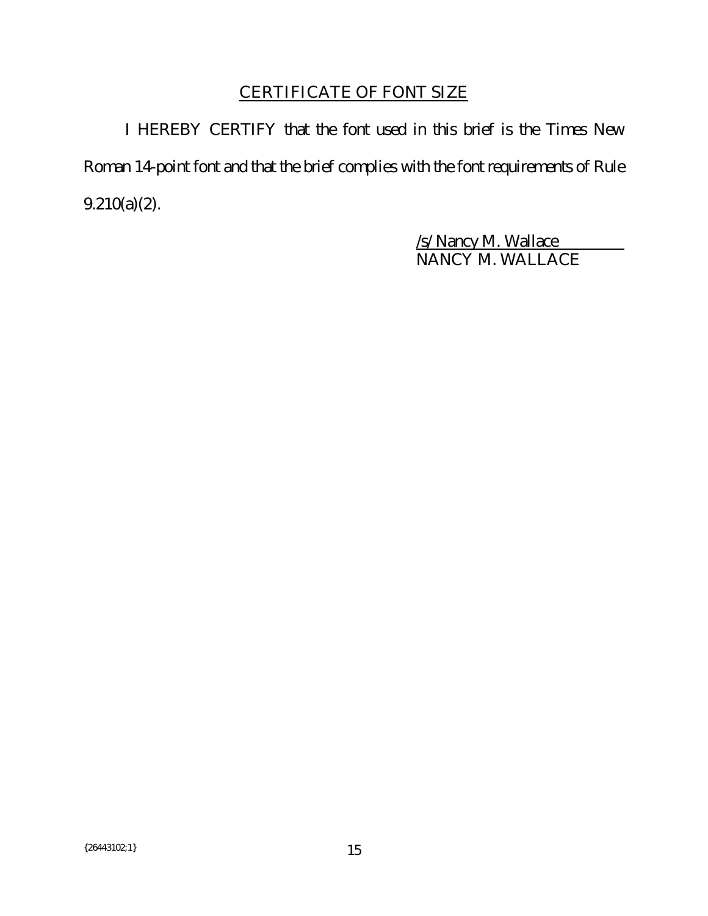## CERTIFICATE OF FONT SIZE

I HEREBY CERTIFY that the font used in this brief is the Times New Roman 14-point font and that the brief complies with the font requirements of Rule 9.210(a)(2).

/s/ Nancy M. Wallace
NANCY M. WALLACE

{26443102;1}